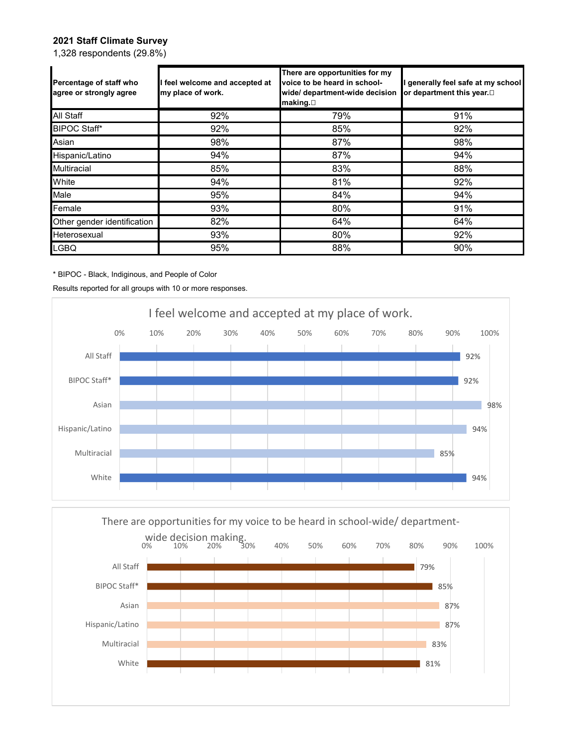**2021 Staff Climate Survey**

1,328 respondents (29.8%)

| Percentage of staff who agree or strongly agree | I feel welcome and accepted at my place of work. | There are opportunities for my voice to be heard in school-wide/ department-wide decision making. | I generally feel safe at my school or department this year. |
|---|---|---|---|
| All Staff | 92% | 79% | 91% |
| BIPOC Staff* | 92% | 85% | 92% |
| Asian | 98% | 87% | 98% |
| Hispanic/Latino | 94% | 87% | 94% |
| Multiracial | 85% | 83% | 88% |
| White | 94% | 81% | 92% |
| Male | 95% | 84% | 94% |
| Female | 93% | 80% | 91% |
| Other gender identification | 82% | 64% | 64% |
| Heterosexual | 93% | 80% | 92% |
| LGBQ | 95% | 88% | 90% |

* BIPOC - Black, Indiginous, and People of Color

Results reported for all groups with 10 or more responses.

I feel welcome and accepted at my place of work.

0% 10% 20% 30% 40% 50% 60% 70% 80% 90% 100%

All Staff 92%

BIPOC Staff* 92%

Asian 98%

Hispanic/Latino 94%

Multiracial 85%

White 94%

There are opportunities for my voice to be heard in school-wide/ department-wide decision making.

0% 10% 20% 30% 40% 50% 60% 70% 80% 90% 100%

All Staff 79%

BIPOC Staff* 85%

Asian 87%

Hispanic/Latino 87%

Multiracial 83%

White 81%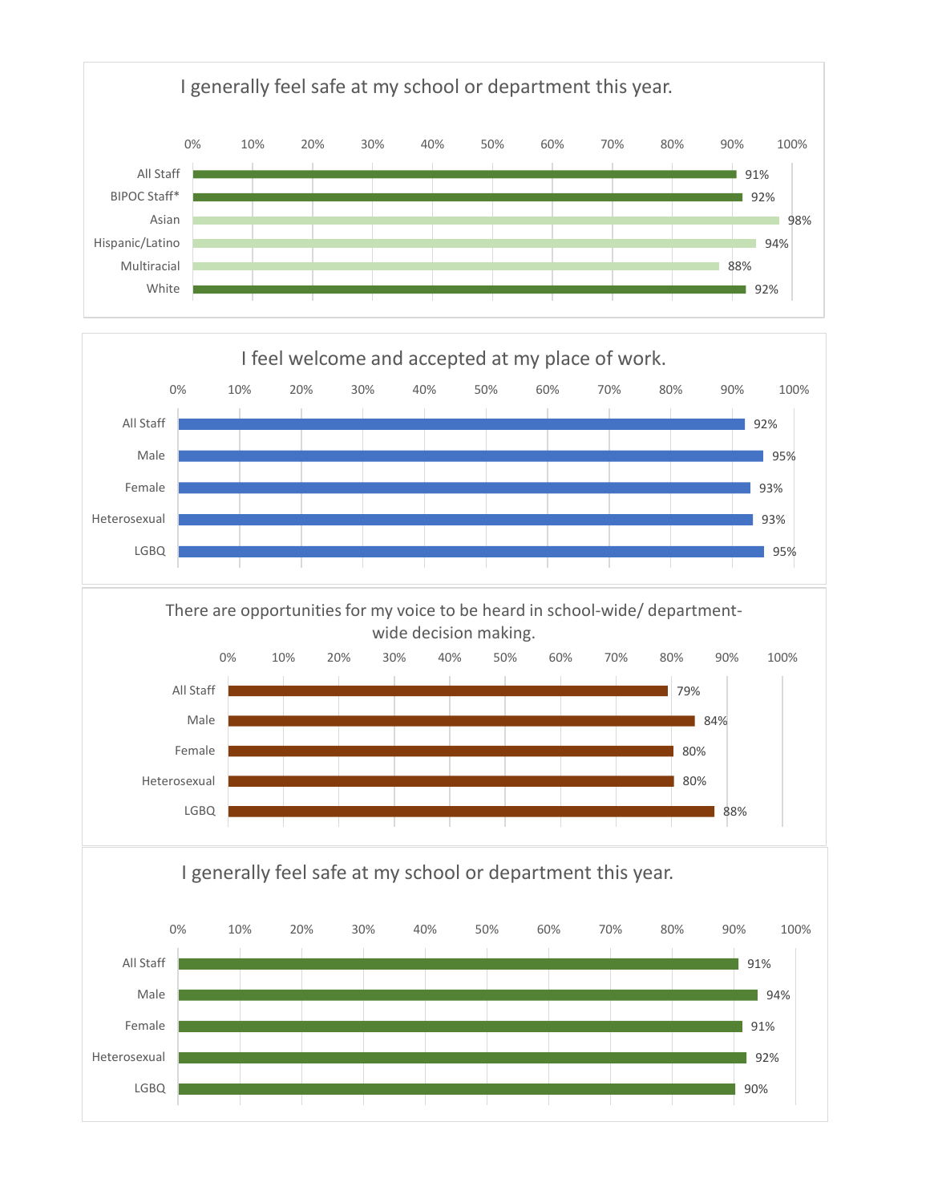I generally feel safe at my school or department this year.

0% 10% 20% 30% 40% 50% 60% 70% 80% 90% 100%

All Staff 91%
BIPOC Staff* 92%
Asian 98%
Hispanic/Latino 94%
Multiracial 88%
White 92%

I feel welcome and accepted at my place of work.

0% 10% 20% 30% 40% 50% 60% 70% 80% 90% 100%

All Staff 92%
Male 95%
Female 93%
Heterosexual 93%
LGBQ 95%

There are opportunities for my voice to be heard in school-wide/ department-wide decision making.

0% 10% 20% 30% 40% 50% 60% 70% 80% 90% 100%

All Staff 79%
Male 84%
Female 80%
Heterosexual 80%
LGBQ 88%

I generally feel safe at my school or department this year.

0% 10% 20% 30% 40% 50% 60% 70% 80% 90% 100%

All Staff 91%
Male 94%
Female 91%
Heterosexual 92%
LGBQ 90%